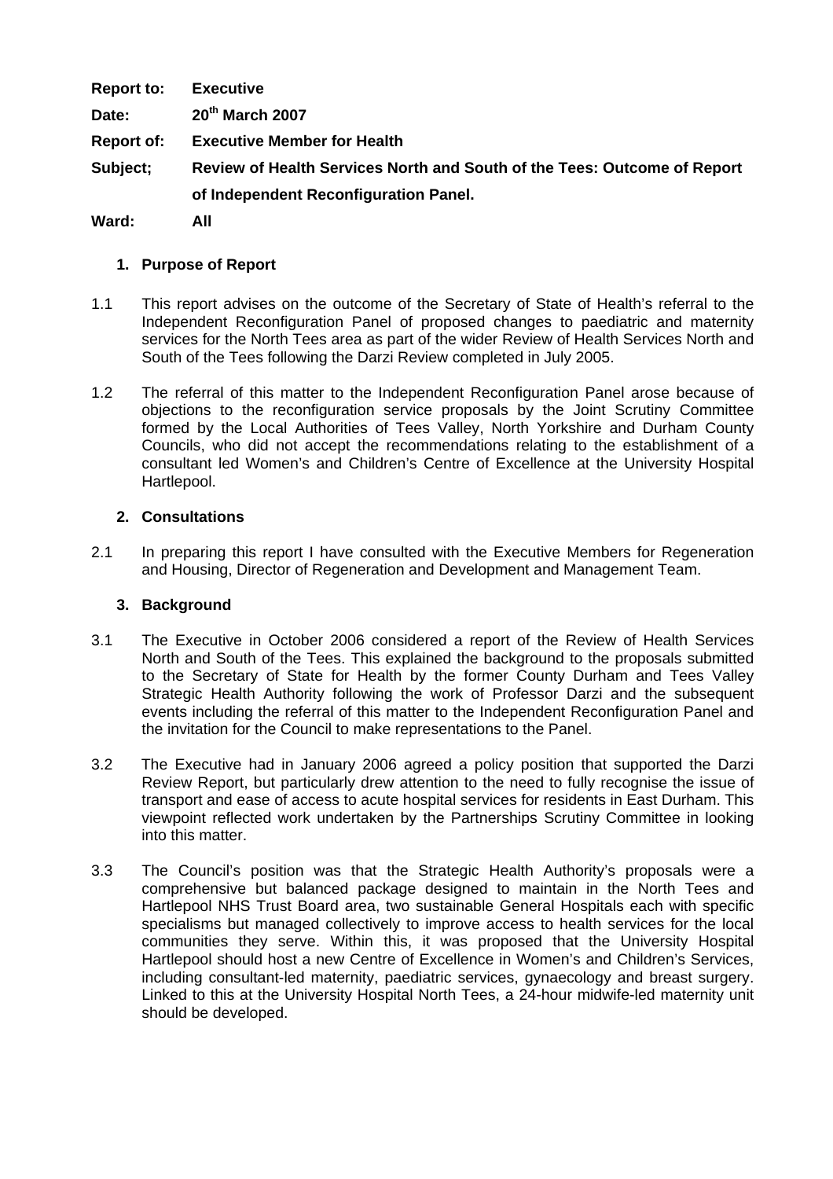| | |
|---|---|
| **Report to:** | **Executive** |
| **Date:** | **20th March 2007** |
| **Report of:** | **Executive Member for Health** |
| **Subject;** | **Review of Health Services North and South of the Tees: Outcome of Report of Independent Reconfiguration Panel.** |
| **Ward:** | **All** |

## 1. Purpose of Report

1.1 This report advises on the outcome of the Secretary of State of Health's referral to the Independent Reconfiguration Panel of proposed changes to paediatric and maternity services for the North Tees area as part of the wider Review of Health Services North and South of the Tees following the Darzi Review completed in July 2005.

1.2 The referral of this matter to the Independent Reconfiguration Panel arose because of objections to the reconfiguration service proposals by the Joint Scrutiny Committee formed by the Local Authorities of Tees Valley, North Yorkshire and Durham County Councils, who did not accept the recommendations relating to the establishment of a consultant led Women's and Children's Centre of Excellence at the University Hospital Hartlepool.

## 2. Consultations

2.1 In preparing this report I have consulted with the Executive Members for Regeneration and Housing, Director of Regeneration and Development and Management Team.

## 3. Background

3.1 The Executive in October 2006 considered a report of the Review of Health Services North and South of the Tees. This explained the background to the proposals submitted to the Secretary of State for Health by the former County Durham and Tees Valley Strategic Health Authority following the work of Professor Darzi and the subsequent events including the referral of this matter to the Independent Reconfiguration Panel and the invitation for the Council to make representations to the Panel.

3.2 The Executive had in January 2006 agreed a policy position that supported the Darzi Review Report, but particularly drew attention to the need to fully recognise the issue of transport and ease of access to acute hospital services for residents in East Durham. This viewpoint reflected work undertaken by the Partnerships Scrutiny Committee in looking into this matter.

3.3 The Council's position was that the Strategic Health Authority's proposals were a comprehensive but balanced package designed to maintain in the North Tees and Hartlepool NHS Trust Board area, two sustainable General Hospitals each with specific specialisms but managed collectively to improve access to health services for the local communities they serve. Within this, it was proposed that the University Hospital Hartlepool should host a new Centre of Excellence in Women's and Children's Services, including consultant-led maternity, paediatric services, gynaecology and breast surgery. Linked to this at the University Hospital North Tees, a 24-hour midwife-led maternity unit should be developed.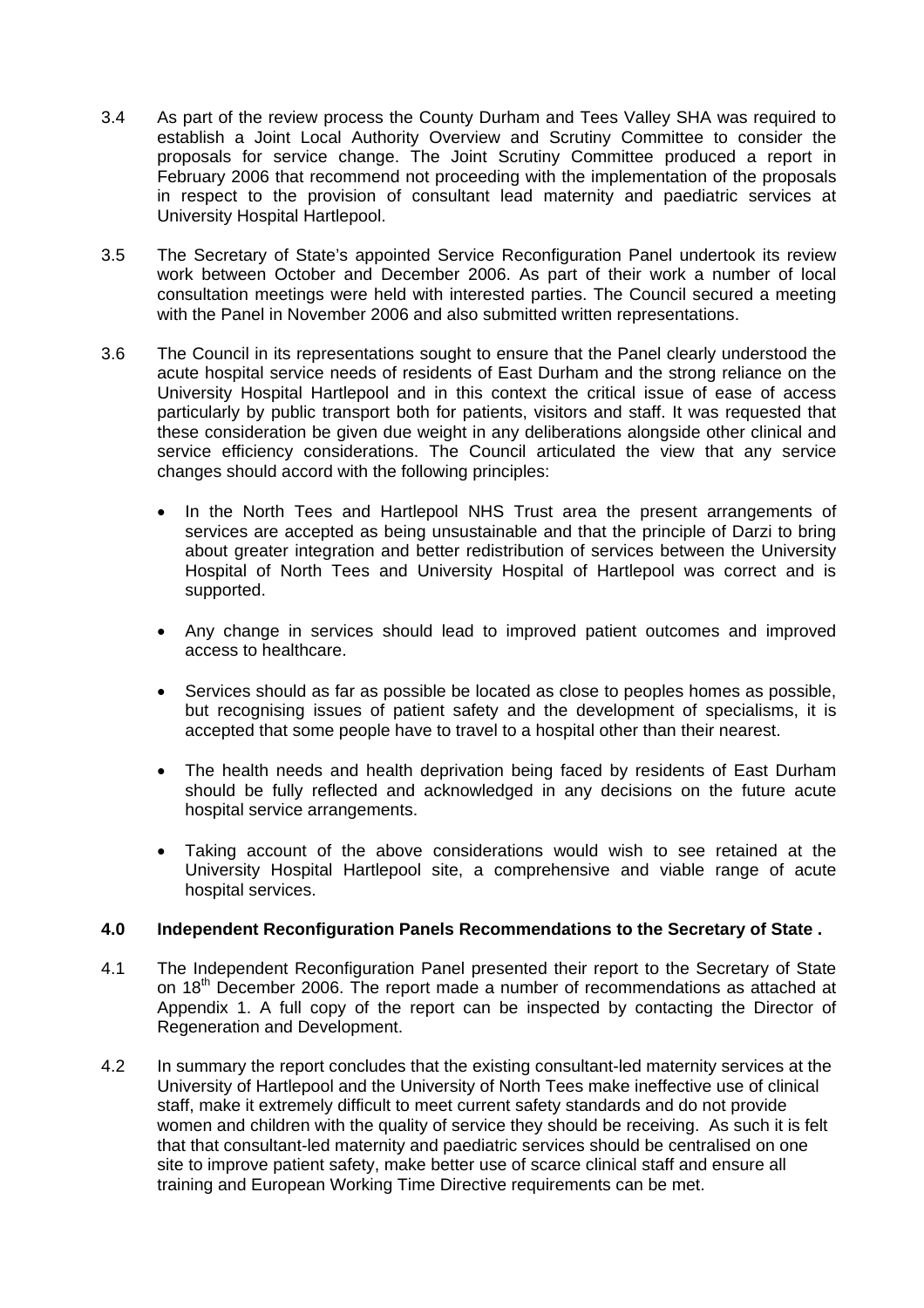3.4 As part of the review process the County Durham and Tees Valley SHA was required to establish a Joint Local Authority Overview and Scrutiny Committee to consider the proposals for service change. The Joint Scrutiny Committee produced a report in February 2006 that recommend not proceeding with the implementation of the proposals in respect to the provision of consultant lead maternity and paediatric services at University Hospital Hartlepool.

3.5 The Secretary of State's appointed Service Reconfiguration Panel undertook its review work between October and December 2006. As part of their work a number of local consultation meetings were held with interested parties. The Council secured a meeting with the Panel in November 2006 and also submitted written representations.

3.6 The Council in its representations sought to ensure that the Panel clearly understood the acute hospital service needs of residents of East Durham and the strong reliance on the University Hospital Hartlepool and in this context the critical issue of ease of access particularly by public transport both for patients, visitors and staff. It was requested that these consideration be given due weight in any deliberations alongside other clinical and service efficiency considerations. The Council articulated the view that any service changes should accord with the following principles:

- In the North Tees and Hartlepool NHS Trust area the present arrangements of services are accepted as being unsustainable and that the principle of Darzi to bring about greater integration and better redistribution of services between the University Hospital of North Tees and University Hospital of Hartlepool was correct and is supported.

- Any change in services should lead to improved patient outcomes and improved access to healthcare.

- Services should as far as possible be located as close to peoples homes as possible, but recognising issues of patient safety and the development of specialisms, it is accepted that some people have to travel to a hospital other than their nearest.

- The health needs and health deprivation being faced by residents of East Durham should be fully reflected and acknowledged in any decisions on the future acute hospital service arrangements.

- Taking account of the above considerations would wish to see retained at the University Hospital Hartlepool site, a comprehensive and viable range of acute hospital services.

### 4.0 Independent Reconfiguration Panels Recommendations to the Secretary of State .

4.1 The Independent Reconfiguration Panel presented their report to the Secretary of State on 18th December 2006. The report made a number of recommendations as attached at Appendix 1. A full copy of the report can be inspected by contacting the Director of Regeneration and Development.

4.2 In summary the report concludes that the existing consultant-led maternity services at the University of Hartlepool and the University of North Tees make ineffective use of clinical staff, make it extremely difficult to meet current safety standards and do not provide women and children with the quality of service they should be receiving. As such it is felt that that consultant-led maternity and paediatric services should be centralised on one site to improve patient safety, make better use of scarce clinical staff and ensure all training and European Working Time Directive requirements can be met.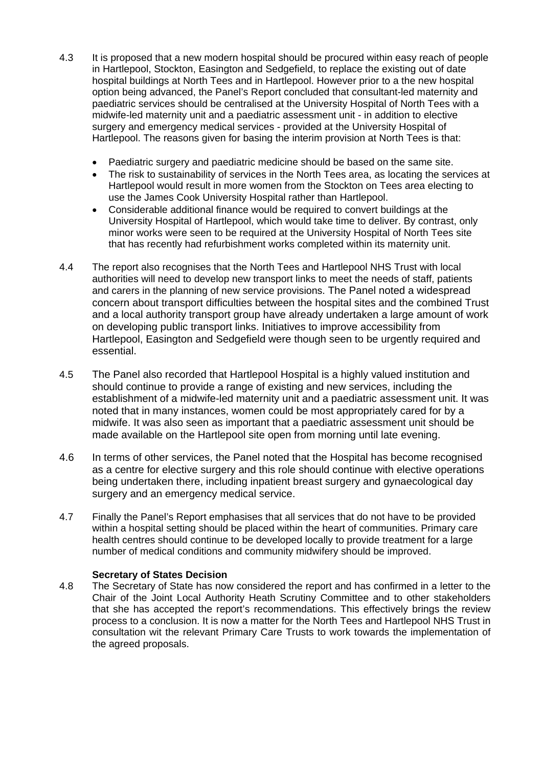4.3 It is proposed that a new modern hospital should be procured within easy reach of people in Hartlepool, Stockton, Easington and Sedgefield, to replace the existing out of date hospital buildings at North Tees and in Hartlepool. However prior to a the new hospital option being advanced, the Panel's Report concluded that consultant-led maternity and paediatric services should be centralised at the University Hospital of North Tees with a midwife-led maternity unit and a paediatric assessment unit - in addition to elective surgery and emergency medical services - provided at the University Hospital of Hartlepool. The reasons given for basing the interim provision at North Tees is that:

- Paediatric surgery and paediatric medicine should be based on the same site.
- The risk to sustainability of services in the North Tees area, as locating the services at Hartlepool would result in more women from the Stockton on Tees area electing to use the James Cook University Hospital rather than Hartlepool.
- Considerable additional finance would be required to convert buildings at the University Hospital of Hartlepool, which would take time to deliver. By contrast, only minor works were seen to be required at the University Hospital of North Tees site that has recently had refurbishment works completed within its maternity unit.

4.4 The report also recognises that the North Tees and Hartlepool NHS Trust with local authorities will need to develop new transport links to meet the needs of staff, patients and carers in the planning of new service provisions. The Panel noted a widespread concern about transport difficulties between the hospital sites and the combined Trust and a local authority transport group have already undertaken a large amount of work on developing public transport links. Initiatives to improve accessibility from Hartlepool, Easington and Sedgefield were though seen to be urgently required and essential.

4.5 The Panel also recorded that Hartlepool Hospital is a highly valued institution and should continue to provide a range of existing and new services, including the establishment of a midwife-led maternity unit and a paediatric assessment unit. It was noted that in many instances, women could be most appropriately cared for by a midwife. It was also seen as important that a paediatric assessment unit should be made available on the Hartlepool site open from morning until late evening.

4.6 In terms of other services, the Panel noted that the Hospital has become recognised as a centre for elective surgery and this role should continue with elective operations being undertaken there, including inpatient breast surgery and gynaecological day surgery and an emergency medical service.

4.7 Finally the Panel's Report emphasises that all services that do not have to be provided within a hospital setting should be placed within the heart of communities. Primary care health centres should continue to be developed locally to provide treatment for a large number of medical conditions and community midwifery should be improved.

**Secretary of States Decision**

4.8 The Secretary of State has now considered the report and has confirmed in a letter to the Chair of the Joint Local Authority Heath Scrutiny Committee and to other stakeholders that she has accepted the report's recommendations. This effectively brings the review process to a conclusion. It is now a matter for the North Tees and Hartlepool NHS Trust in consultation wit the relevant Primary Care Trusts to work towards the implementation of the agreed proposals.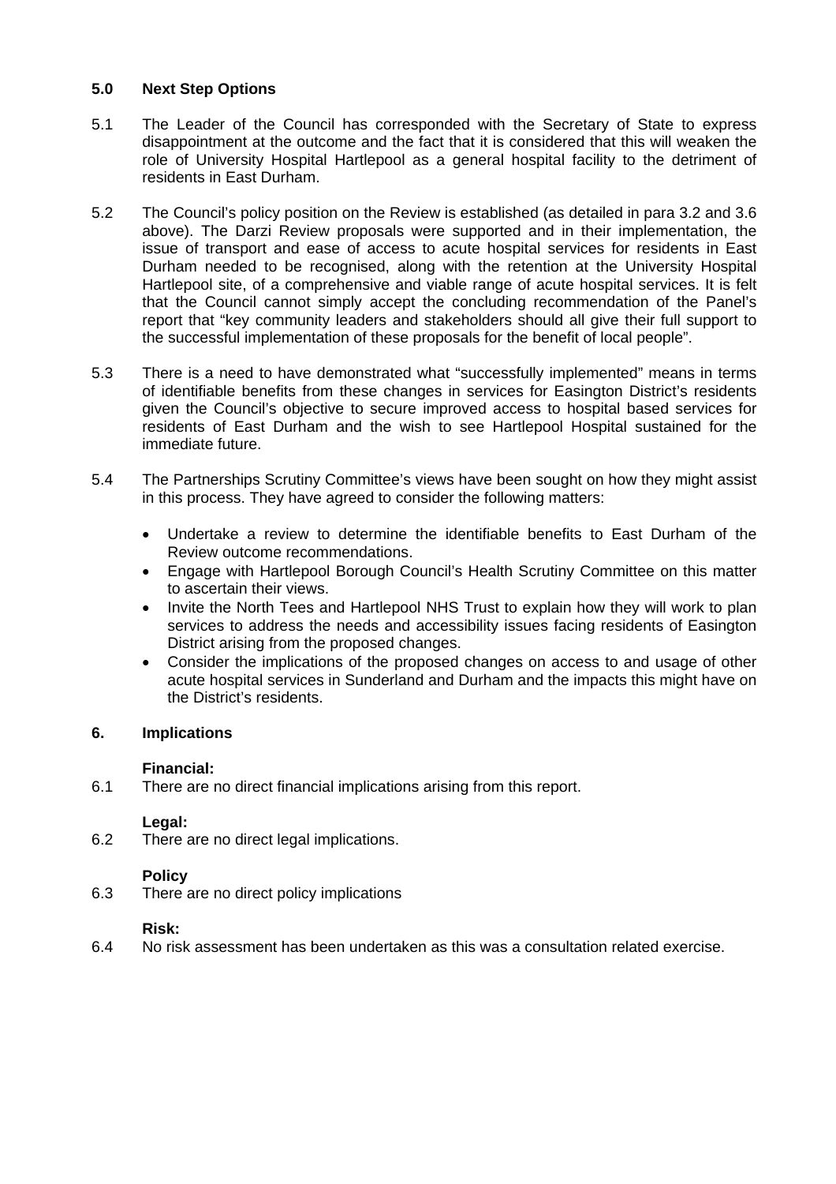## 5.0 Next Step Options

5.1 The Leader of the Council has corresponded with the Secretary of State to express disappointment at the outcome and the fact that it is considered that this will weaken the role of University Hospital Hartlepool as a general hospital facility to the detriment of residents in East Durham.

5.2 The Council's policy position on the Review is established (as detailed in para 3.2 and 3.6 above). The Darzi Review proposals were supported and in their implementation, the issue of transport and ease of access to acute hospital services for residents in East Durham needed to be recognised, along with the retention at the University Hospital Hartlepool site, of a comprehensive and viable range of acute hospital services. It is felt that the Council cannot simply accept the concluding recommendation of the Panel's report that "key community leaders and stakeholders should all give their full support to the successful implementation of these proposals for the benefit of local people".

5.3 There is a need to have demonstrated what "successfully implemented" means in terms of identifiable benefits from these changes in services for Easington District's residents given the Council's objective to secure improved access to hospital based services for residents of East Durham and the wish to see Hartlepool Hospital sustained for the immediate future.

5.4 The Partnerships Scrutiny Committee's views have been sought on how they might assist in this process. They have agreed to consider the following matters:

- Undertake a review to determine the identifiable benefits to East Durham of the Review outcome recommendations.
- Engage with Hartlepool Borough Council's Health Scrutiny Committee on this matter to ascertain their views.
- Invite the North Tees and Hartlepool NHS Trust to explain how they will work to plan services to address the needs and accessibility issues facing residents of Easington District arising from the proposed changes.
- Consider the implications of the proposed changes on access to and usage of other acute hospital services in Sunderland and Durham and the impacts this might have on the District's residents.

## 6. Implications

**Financial:**

6.1 There are no direct financial implications arising from this report.

**Legal:**

6.2 There are no direct legal implications.

**Policy**

6.3 There are no direct policy implications

**Risk:**

6.4 No risk assessment has been undertaken as this was a consultation related exercise.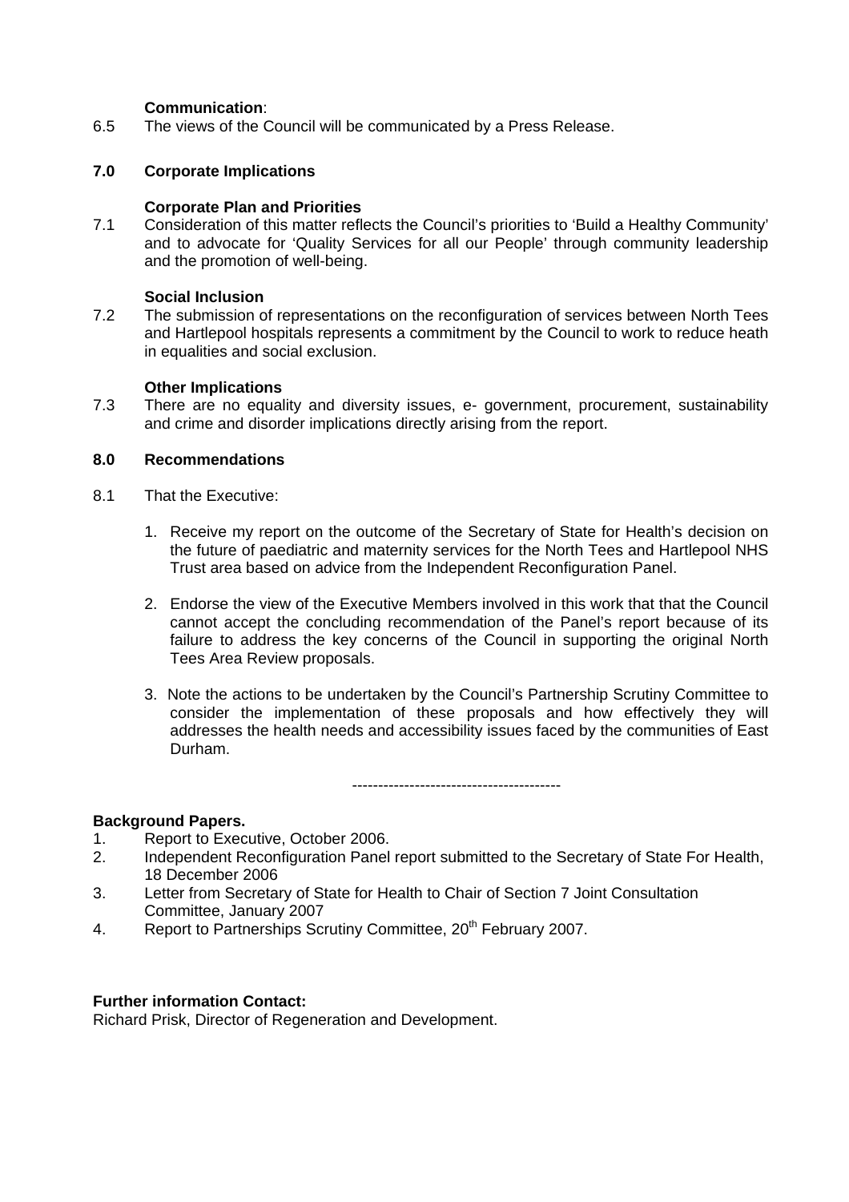**Communication**:

6.5 The views of the Council will be communicated by a Press Release.

## 7.0 Corporate Implications

**Corporate Plan and Priorities**

7.1 Consideration of this matter reflects the Council's priorities to 'Build a Healthy Community' and to advocate for 'Quality Services for all our People' through community leadership and the promotion of well-being.

**Social Inclusion**

7.2 The submission of representations on the reconfiguration of services between North Tees and Hartlepool hospitals represents a commitment by the Council to work to reduce heath in equalities and social exclusion.

**Other Implications**

7.3 There are no equality and diversity issues, e- government, procurement, sustainability and crime and disorder implications directly arising from the report.

## 8.0 Recommendations

8.1 That the Executive:

1. Receive my report on the outcome of the Secretary of State for Health's decision on the future of paediatric and maternity services for the North Tees and Hartlepool NHS Trust area based on advice from the Independent Reconfiguration Panel.

2. Endorse the view of the Executive Members involved in this work that that the Council cannot accept the concluding recommendation of the Panel's report because of its failure to address the key concerns of the Council in supporting the original North Tees Area Review proposals.

3. Note the actions to be undertaken by the Council's Partnership Scrutiny Committee to consider the implementation of these proposals and how effectively they will addresses the health needs and accessibility issues faced by the communities of East Durham.

----------------------------------------

**Background Papers.**

1. Report to Executive, October 2006.
2. Independent Reconfiguration Panel report submitted to the Secretary of State For Health, 18 December 2006
3. Letter from Secretary of State for Health to Chair of Section 7 Joint Consultation Committee, January 2007
4. Report to Partnerships Scrutiny Committee, 20th February 2007.

**Further information Contact:**

Richard Prisk, Director of Regeneration and Development.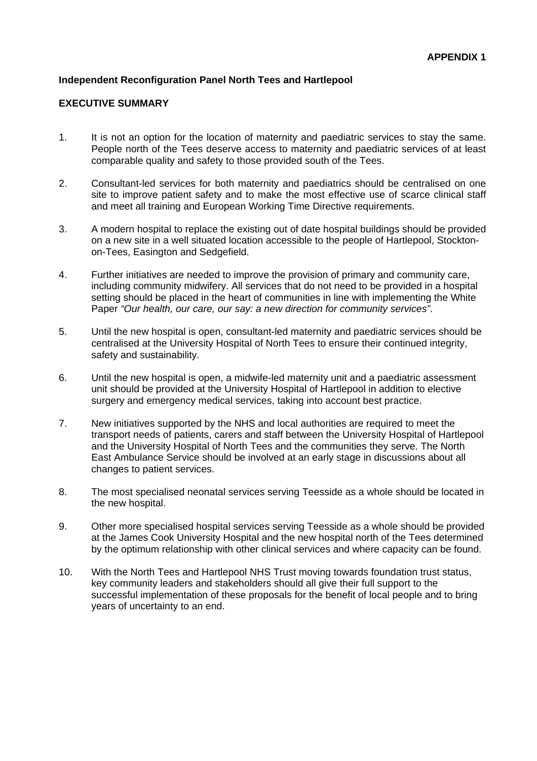**APPENDIX 1**

**Independent Reconfiguration Panel North Tees and Hartlepool**

**EXECUTIVE SUMMARY**

1. It is not an option for the location of maternity and paediatric services to stay the same. People north of the Tees deserve access to maternity and paediatric services of at least comparable quality and safety to those provided south of the Tees.

2. Consultant-led services for both maternity and paediatrics should be centralised on one site to improve patient safety and to make the most effective use of scarce clinical staff and meet all training and European Working Time Directive requirements.

3. A modern hospital to replace the existing out of date hospital buildings should be provided on a new site in a well situated location accessible to the people of Hartlepool, Stockton-on-Tees, Easington and Sedgefield.

4. Further initiatives are needed to improve the provision of primary and community care, including community midwifery. All services that do not need to be provided in a hospital setting should be placed in the heart of communities in line with implementing the White Paper *"Our health, our care, our say: a new direction for community services"*.

5. Until the new hospital is open, consultant-led maternity and paediatric services should be centralised at the University Hospital of North Tees to ensure their continued integrity, safety and sustainability.

6. Until the new hospital is open, a midwife-led maternity unit and a paediatric assessment unit should be provided at the University Hospital of Hartlepool in addition to elective surgery and emergency medical services, taking into account best practice.

7. New initiatives supported by the NHS and local authorities are required to meet the transport needs of patients, carers and staff between the University Hospital of Hartlepool and the University Hospital of North Tees and the communities they serve. The North East Ambulance Service should be involved at an early stage in discussions about all changes to patient services.

8. The most specialised neonatal services serving Teesside as a whole should be located in the new hospital.

9. Other more specialised hospital services serving Teesside as a whole should be provided at the James Cook University Hospital and the new hospital north of the Tees determined by the optimum relationship with other clinical services and where capacity can be found.

10. With the North Tees and Hartlepool NHS Trust moving towards foundation trust status, key community leaders and stakeholders should all give their full support to the successful implementation of these proposals for the benefit of local people and to bring years of uncertainty to an end.